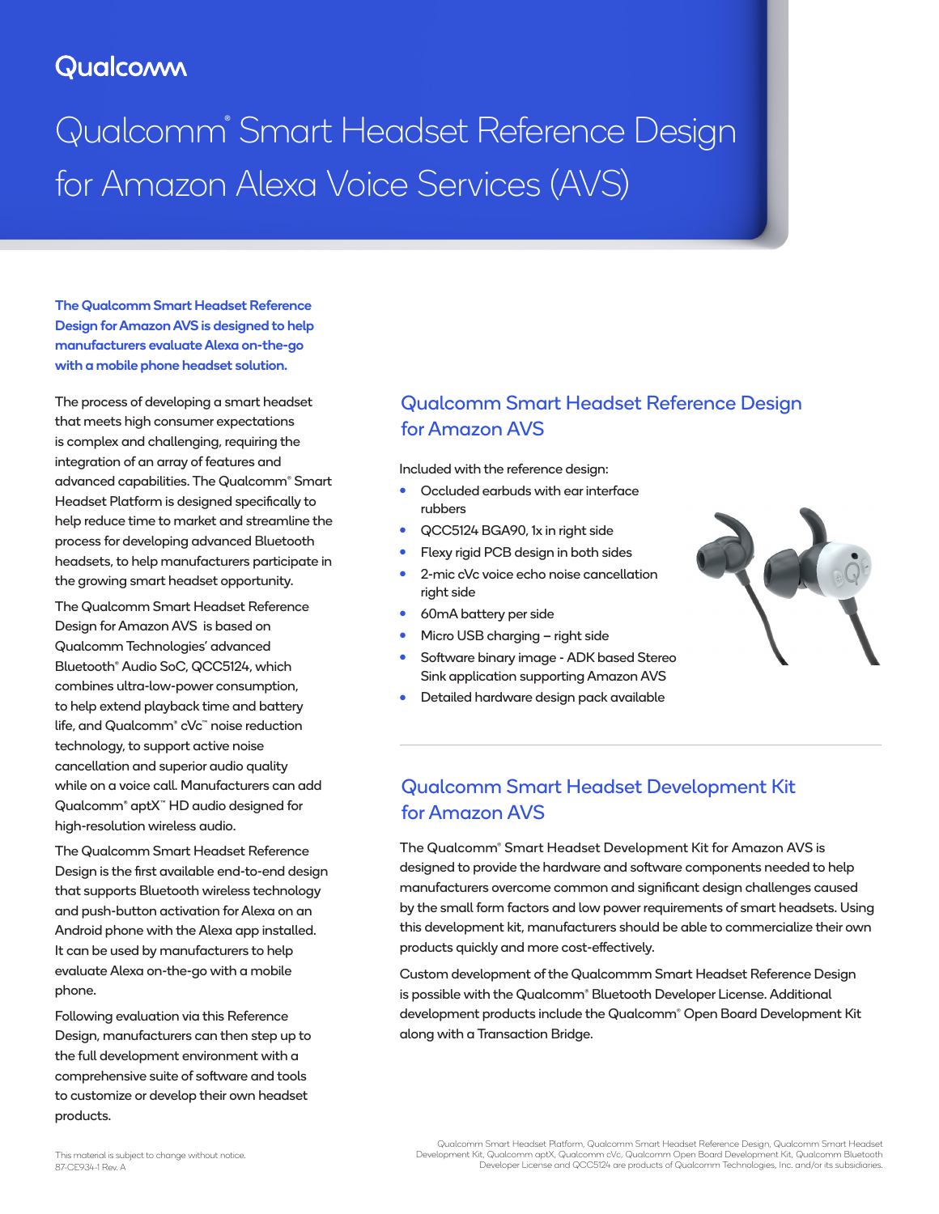Qualcomm

# Qualcomm® Smart Headset Reference Design for Amazon Alexa Voice Services (AVS)

**The Qualcomm Smart Headset Reference Design for Amazon AVS is designed to help manufacturers evaluate Alexa on-the-go with a mobile phone headset solution.**

The process of developing a smart headset that meets high consumer expectations is complex and challenging, requiring the integration of an array of features and advanced capabilities. The Qualcomm® Smart Headset Platform is designed specifically to help reduce time to market and streamline the process for developing advanced Bluetooth headsets, to help manufacturers participate in the growing smart headset opportunity.

The Qualcomm Smart Headset Reference Design for Amazon AVS is based on Qualcomm Technologies' advanced Bluetooth® Audio SoC, QCC5124, which combines ultra-low-power consumption, to help extend playback time and battery life, and Qualcomm® cVc™ noise reduction technology, to support active noise cancellation and superior audio quality while on a voice call. Manufacturers can add Qualcomm® aptX™ HD audio designed for high-resolution wireless audio.

The Qualcomm Smart Headset Reference Design is the first available end-to-end design that supports Bluetooth wireless technology and push-button activation for Alexa on an Android phone with the Alexa app installed. It can be used by manufacturers to help evaluate Alexa on-the-go with a mobile phone.

Following evaluation via this Reference Design, manufacturers can then step up to the full development environment with a comprehensive suite of software and tools to customize or develop their own headset products.

## Qualcomm Smart Headset Reference Design for Amazon AVS

Included with the reference design:

- Occluded earbuds with ear interface rubbers
- QCC5124 BGA90, 1x in right side
- Flexy rigid PCB design in both sides
- 2-mic cVc voice echo noise cancellation right side
- 60mA battery per side
- Micro USB charging – right side
- Software binary image - ADK based Stereo Sink application supporting Amazon AVS
- Detailed hardware design pack available

## Qualcomm Smart Headset Development Kit for Amazon AVS

The Qualcomm® Smart Headset Development Kit for Amazon AVS is designed to provide the hardware and software components needed to help manufacturers overcome common and significant design challenges caused by the small form factors and low power requirements of smart headsets. Using this development kit, manufacturers should be able to commercialize their own products quickly and more cost-effectively.

Custom development of the Qualcommm Smart Headset Reference Design is possible with the Qualcomm® Bluetooth Developer License. Additional development products include the Qualcomm® Open Board Development Kit along with a Transaction Bridge.

This material is subject to change without notice.
87-CE934-1 Rev. A

Qualcomm Smart Headset Platform, Qualcomm Smart Headset Reference Design, Qualcomm Smart Headset Development Kit, Qualcomm aptX, Qualcomm cVc, Qualcomm Open Board Development Kit, Qualcomm Bluetooth Developer License and QCC5124 are products of Qualcomm Technologies, Inc. and/or its subsidiaries.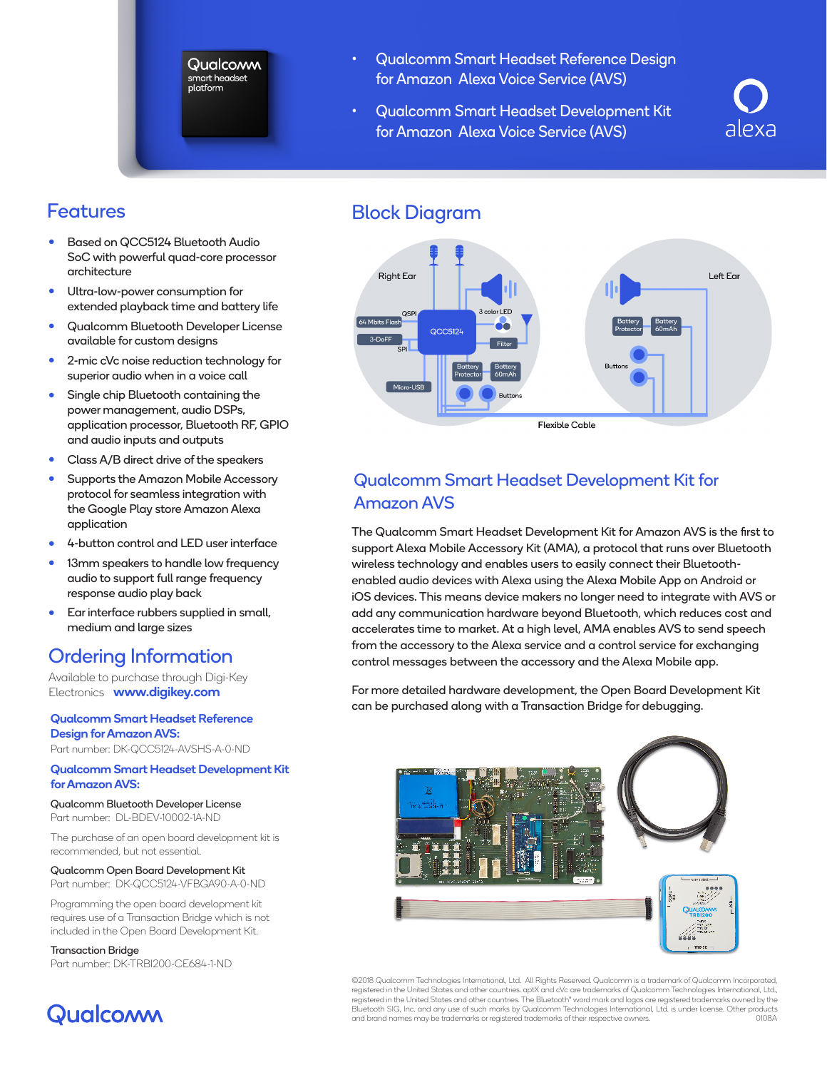- Qualcomm Smart Headset Reference Design for Amazon Alexa Voice Service (AVS)
- Qualcomm Smart Headset Development Kit for Amazon Alexa Voice Service (AVS)

## Features

- Based on QCC5124 Bluetooth Audio SoC with powerful quad-core processor architecture
- Ultra-low-power consumption for extended playback time and battery life
- Qualcomm Bluetooth Developer License available for custom designs
- 2-mic cVc noise reduction technology for superior audio when in a voice call
- Single chip Bluetooth containing the power management, audio DSPs, application processor, Bluetooth RF, GPIO and audio inputs and outputs
- Class A/B direct drive of the speakers
- Supports the Amazon Mobile Accessory protocol for seamless integration with the Google Play store Amazon Alexa application
- 4-button control and LED user interface
- 13mm speakers to handle low frequency audio to support full range frequency response audio play back
- Ear interface rubbers supplied in small, medium and large sizes

## Ordering Information

Available to purchase through Digi-Key Electronics **www.digikey.com**

**Qualcomm Smart Headset Reference Design for Amazon AVS:**
Part number: DK-QCC5124-AVSHS-A-0-ND

**Qualcomm Smart Headset Development Kit for Amazon AVS:**

Qualcomm Bluetooth Developer License
Part number: DL-BDEV-10002-1A-ND

The purchase of an open board development kit is recommended, but not essential.

Qualcomm Open Board Development Kit
Part number: DK-QCC5124-VFBGA90-A-0-ND

Programming the open board development kit requires use of a Transaction Bridge which is not included in the Open Board Development Kit.

Transaction Bridge
Part number: DK-TRBI200-CE684-1-ND

## Block Diagram

Right Ear
Left Ear
QSPI
64 Mbits Flash
3-DoFF
SPI
QCC5124
3 color LED
Filter
Battery Protector
Battery 60mAh
Micro-USB
Buttons
Battery Protector
Battery 60mAh
Buttons
Flexible Cable

## Qualcomm Smart Headset Development Kit for Amazon AVS

The Qualcomm Smart Headset Development Kit for Amazon AVS is the first to support Alexa Mobile Accessory Kit (AMA), a protocol that runs over Bluetooth wireless technology and enables users to easily connect their Bluetooth-enabled audio devices with Alexa using the Alexa Mobile App on Android or iOS devices. This means device makers no longer need to integrate with AVS or add any communication hardware beyond Bluetooth, which reduces cost and accelerates time to market. At a high level, AMA enables AVS to send speech from the accessory to the Alexa service and a control service for exchanging control messages between the accessory and the Alexa Mobile app.

For more detailed hardware development, the Open Board Development Kit can be purchased along with a Transaction Bridge for debugging.

©2018 Qualcomm Technologies International, Ltd. All Rights Reserved. Qualcomm is a trademark of Qualcomm Incorporated, registered in the United States and other countries. aptX and cVc are trademarks of Qualcomm Technologies International, Ltd., registered in the United States and other countries. The Bluetooth® word mark and logos are registered trademarks owned by the Bluetooth SIG, Inc. and any use of such marks by Qualcomm Technologies International, Ltd. is under license. Other products and brand names may be trademarks or registered trademarks of their respective owners. 0108A